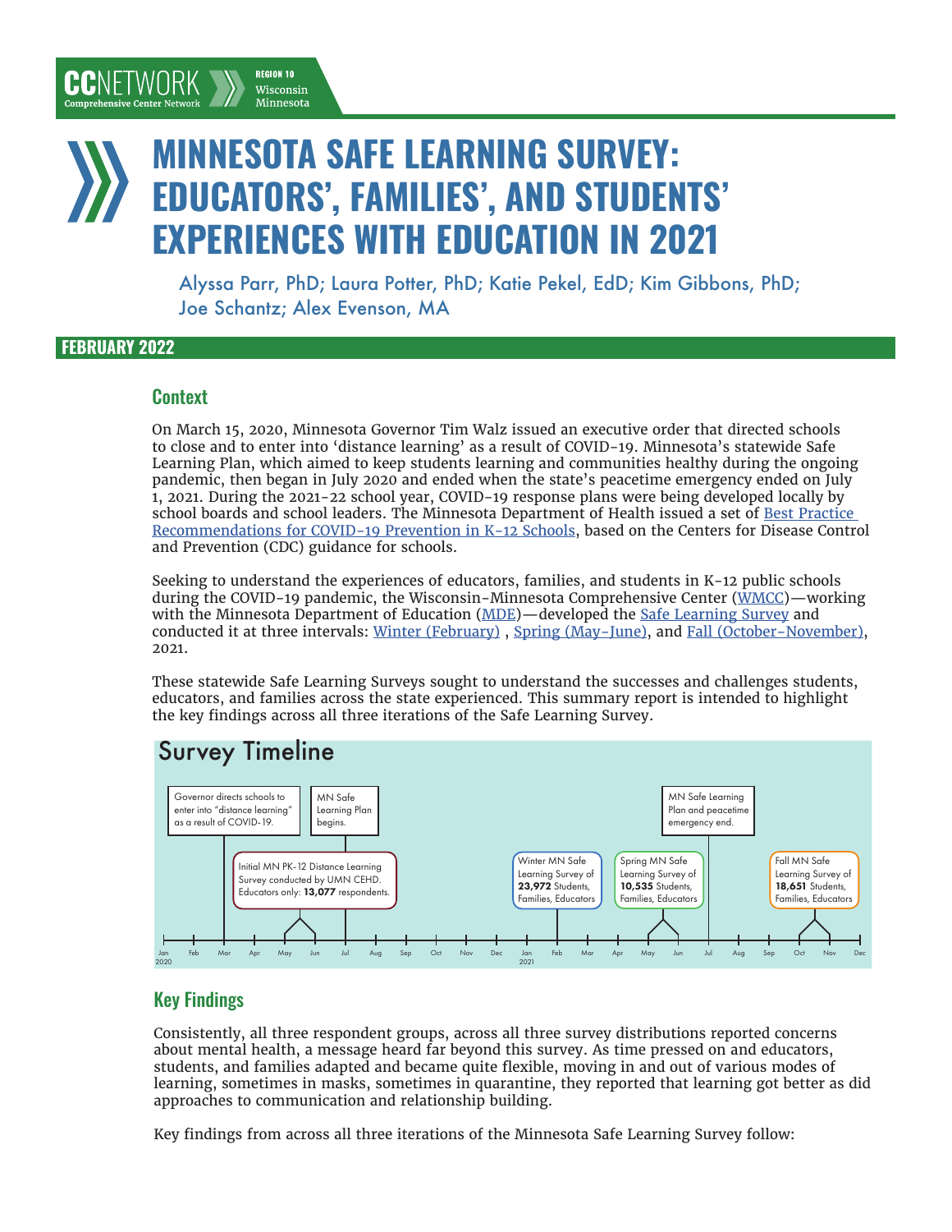CCNETWORK Comprehensive Center Network — REGION 10 Wisconsin Minnesota

# MINNESOTA SAFE LEARNING SURVEY: EDUCATORS', FAMILIES', AND STUDENTS' EXPERIENCES WITH EDUCATION IN 2021

Alyssa Parr, PhD; Laura Potter, PhD; Katie Pekel, EdD; Kim Gibbons, PhD; Joe Schantz; Alex Evenson, MA

**FEBRUARY 2022**

## Context

On March 15, 2020, Minnesota Governor Tim Walz issued an executive order that directed schools to close and to enter into 'distance learning' as a result of COVID-19. Minnesota's statewide Safe Learning Plan, which aimed to keep students learning and communities healthy during the ongoing pandemic, then began in July 2020 and ended when the state's peacetime emergency ended on July 1, 2021. During the 2021-22 school year, COVID-19 response plans were being developed locally by school boards and school leaders. The Minnesota Department of Health issued a set of Best Practice Recommendations for COVID-19 Prevention in K-12 Schools, based on the Centers for Disease Control and Prevention (CDC) guidance for schools.

Seeking to understand the experiences of educators, families, and students in K-12 public schools during the COVID-19 pandemic, the Wisconsin-Minnesota Comprehensive Center (WMCC)—working with the Minnesota Department of Education (MDE)—developed the Safe Learning Survey and conducted it at three intervals: Winter (February) , Spring (May-June), and Fall (October-November), 2021.

These statewide Safe Learning Surveys sought to understand the successes and challenges students, educators, and families across the state experienced. This summary report is intended to highlight the key findings across all three iterations of the Safe Learning Survey.

### Survey Timeline

- Mar 2020: Governor directs schools to enter into "distance learning" as a result of COVID-19.
- May–Jun 2020: Initial MN PK-12 Distance Learning Survey conducted by UMN CEHD. Educators only: **13,077** respondents.
- Jul 2020: MN Safe Learning Plan begins.
- Feb 2021: Winter MN Safe Learning Survey of **23,972** Students, Families, Educators
- May–Jun 2021: Spring MN Safe Learning Survey of **10,535** Students, Families, Educators
- Jul 2021: MN Safe Learning Plan and peacetime emergency end.
- Oct–Nov 2021: Fall MN Safe Learning Survey of **18,651** Students, Families, Educators

## Key Findings

Consistently, all three respondent groups, across all three survey distributions reported concerns about mental health, a message heard far beyond this survey. As time pressed on and educators, students, and families adapted and became quite flexible, moving in and out of various modes of learning, sometimes in masks, sometimes in quarantine, they reported that learning got better as did approaches to communication and relationship building.

Key findings from across all three iterations of the Minnesota Safe Learning Survey follow: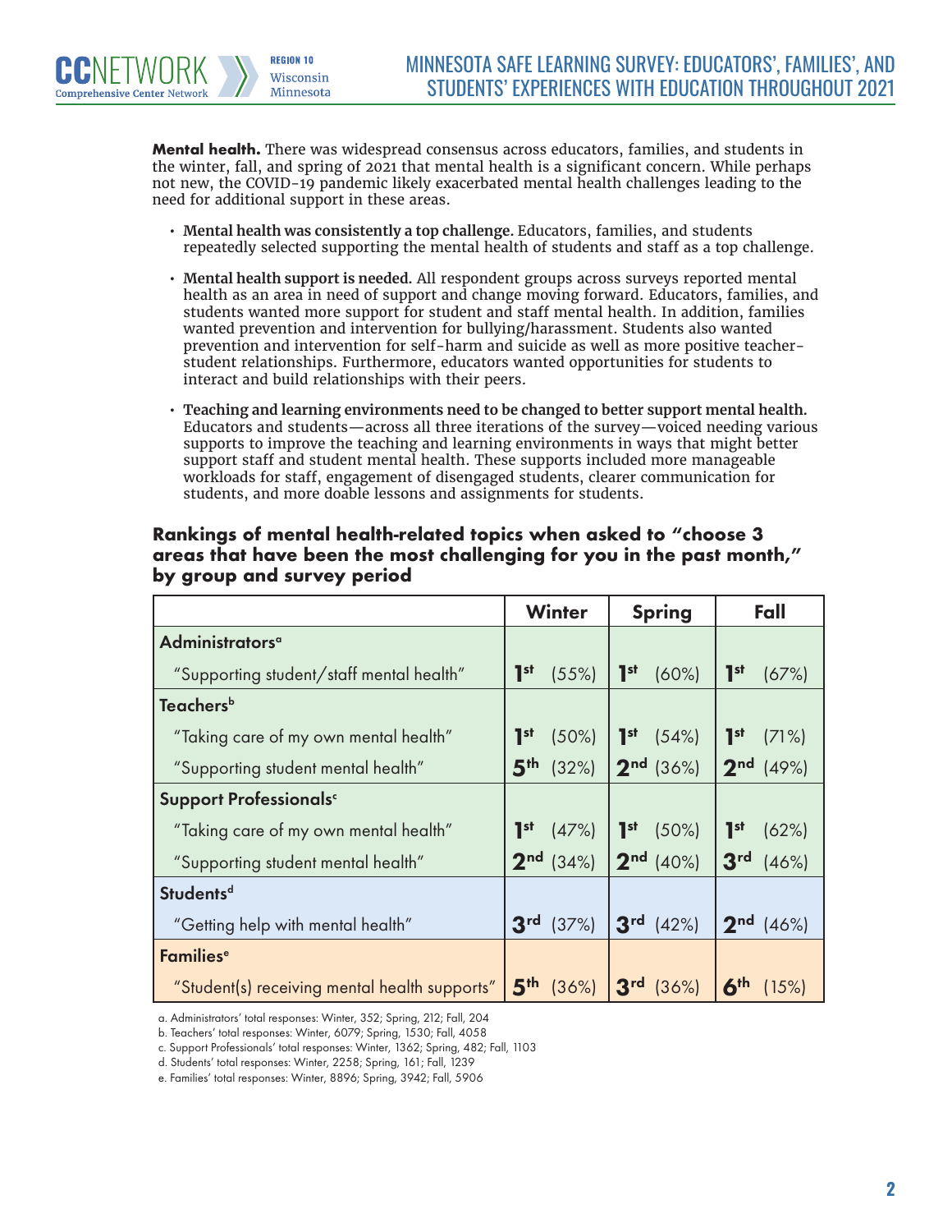**Mental health.** There was widespread consensus across educators, families, and students in the winter, fall, and spring of 2021 that mental health is a significant concern. While perhaps not new, the COVID-19 pandemic likely exacerbated mental health challenges leading to the need for additional support in these areas.

- **Mental health was consistently a top challenge.** Educators, families, and students repeatedly selected supporting the mental health of students and staff as a top challenge.
- **Mental health support is needed.** All respondent groups across surveys reported mental health as an area in need of support and change moving forward. Educators, families, and students wanted more support for student and staff mental health. In addition, families wanted prevention and intervention for bullying/harassment. Students also wanted prevention and intervention for self-harm and suicide as well as more positive teacher-student relationships. Furthermore, educators wanted opportunities for students to interact and build relationships with their peers.
- **Teaching and learning environments need to be changed to better support mental health.** Educators and students—across all three iterations of the survey—voiced needing various supports to improve the teaching and learning environments in ways that might better support staff and student mental health. These supports included more manageable workloads for staff, engagement of disengaged students, clearer communication for students, and more doable lessons and assignments for students.

### Rankings of mental health-related topics when asked to "choose 3 areas that have been the most challenging for you in the past month," by group and survey period

| | Winter | Spring | Fall |
|---|---|---|---|
| **Administrators**[a] | | | |
| "Supporting student/staff mental health" | 1st (55%) | 1st (60%) | 1st (67%) |
| **Teachers**[b] | | | |
| "Taking care of my own mental health" | 1st (50%) | 1st (54%) | 1st (71%) |
| "Supporting student mental health" | 5th (32%) | 2nd (36%) | 2nd (49%) |
| **Support Professionals**[c] | | | |
| "Taking care of my own mental health" | 1st (47%) | 1st (50%) | 1st (62%) |
| "Supporting student mental health" | 2nd (34%) | 2nd (40%) | 3rd (46%) |
| **Students**[d] | | | |
| "Getting help with mental health" | 3rd (37%) | 3rd (42%) | 2nd (46%) |
| **Families**[e] | | | |
| "Student(s) receiving mental health supports" | 5th (36%) | 3rd (36%) | 6th (15%) |

a. Administrators' total responses: Winter, 352; Spring, 212; Fall, 204
b. Teachers' total responses: Winter, 6079; Spring, 1530; Fall, 4058
c. Support Professionals' total responses: Winter, 1362; Spring, 482; Fall, 1103
d. Students' total responses: Winter, 2258; Spring, 161; Fall, 1239
e. Families' total responses: Winter, 8896; Spring, 3942; Fall, 5906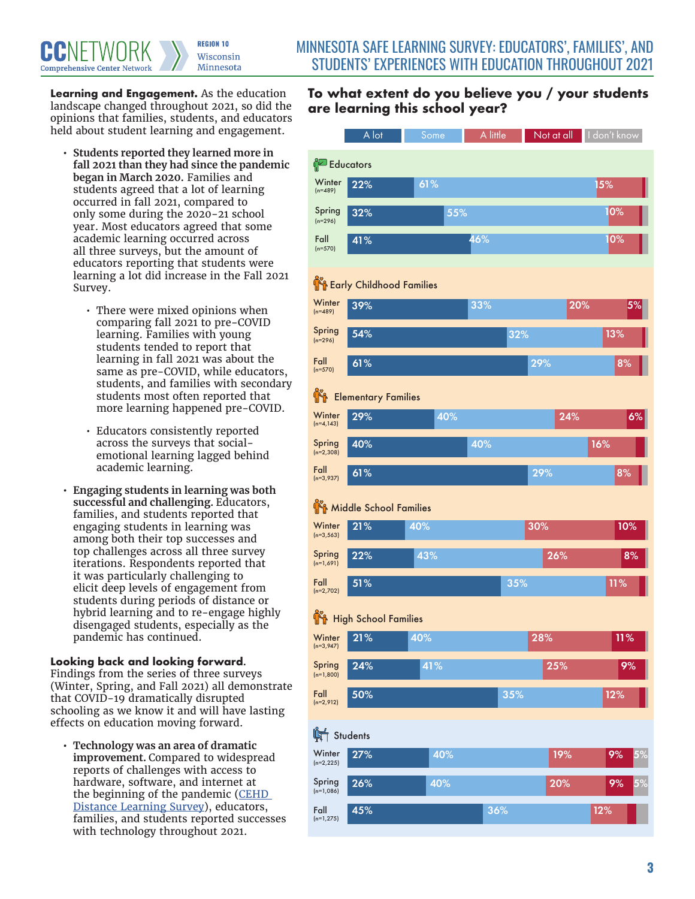**Learning and Engagement.** As the education landscape changed throughout 2021, so did the opinions that families, students, and educators held about student learning and engagement.

- **Students reported they learned more in fall 2021 than they had since the pandemic began in March 2020.** Families and students agreed that a lot of learning occurred in fall 2021, compared to only some during the 2020-21 school year. Most educators agreed that some academic learning occurred across all three surveys, but the amount of educators reporting that students were learning a lot did increase in the Fall 2021 Survey.
    - There were mixed opinions when comparing fall 2021 to pre-COVID learning. Families with young students tended to report that learning in fall 2021 was about the same as pre-COVID, while educators, students, and families with secondary students most often reported that more learning happened pre-COVID.
    - Educators consistently reported across the surveys that social-emotional learning lagged behind academic learning.
- **Engaging students in learning was both successful and challenging.** Educators, families, and students reported that engaging students in learning was among both their top successes and top challenges across all three survey iterations. Respondents reported that it was particularly challenging to elicit deep levels of engagement from students during periods of distance or hybrid learning and to re-engage highly disengaged students, especially as the pandemic has continued.

**Looking back and looking forward.** Findings from the series of three surveys (Winter, Spring, and Fall 2021) all demonstrate that COVID-19 dramatically disrupted schooling as we know it and will have lasting effects on education moving forward.

- **Technology was an area of dramatic improvement.** Compared to widespread reports of challenges with access to hardware, software, and internet at the beginning of the pandemic (CEHD Distance Learning Survey), educators, families, and students reported successes with technology throughout 2021.

## To what extent do you believe you / your students are learning this school year?

| Group | Survey | A lot | Some | A little | Not at all | I don't know |
|---|---|---|---|---|---|---|
| Educators | Winter (n=489) | 22% | 61% | 15% | | |
| | Spring (n=296) | 32% | 55% | 10% | | |
| | Fall (n=570) | 41% | 46% | 10% | | |
| Early Childhood Families | Winter (n=489) | 39% | 33% | 20% | 5% | |
| | Spring (n=296) | 54% | 32% | 13% | | |
| | Fall (n=570) | 61% | 29% | 8% | | |
| Elementary Families | Winter (n=4,143) | 29% | 40% | 24% | 6% | |
| | Spring (n=2,308) | 40% | 40% | 16% | | |
| | Fall (n=3,937) | 61% | 29% | 8% | | |
| Middle School Families | Winter (n=3,563) | 21% | 40% | 30% | 10% | |
| | Spring (n=1,691) | 22% | 43% | 26% | 8% | |
| | Fall (n=2,702) | 51% | 35% | 11% | | |
| High School Families | Winter (n=3,947) | 21% | 40% | 28% | 11% | |
| | Spring (n=1,800) | 24% | 41% | 25% | 9% | |
| | Fall (n=2,912) | 50% | 35% | 12% | | |
| Students | Winter (n=2,225) | 27% | 40% | 19% | 9% | 5% |
| | Spring (n=1,086) | 26% | 40% | 20% | 9% | 5% |
| | Fall (n=1,275) | 45% | 36% | 12% | | |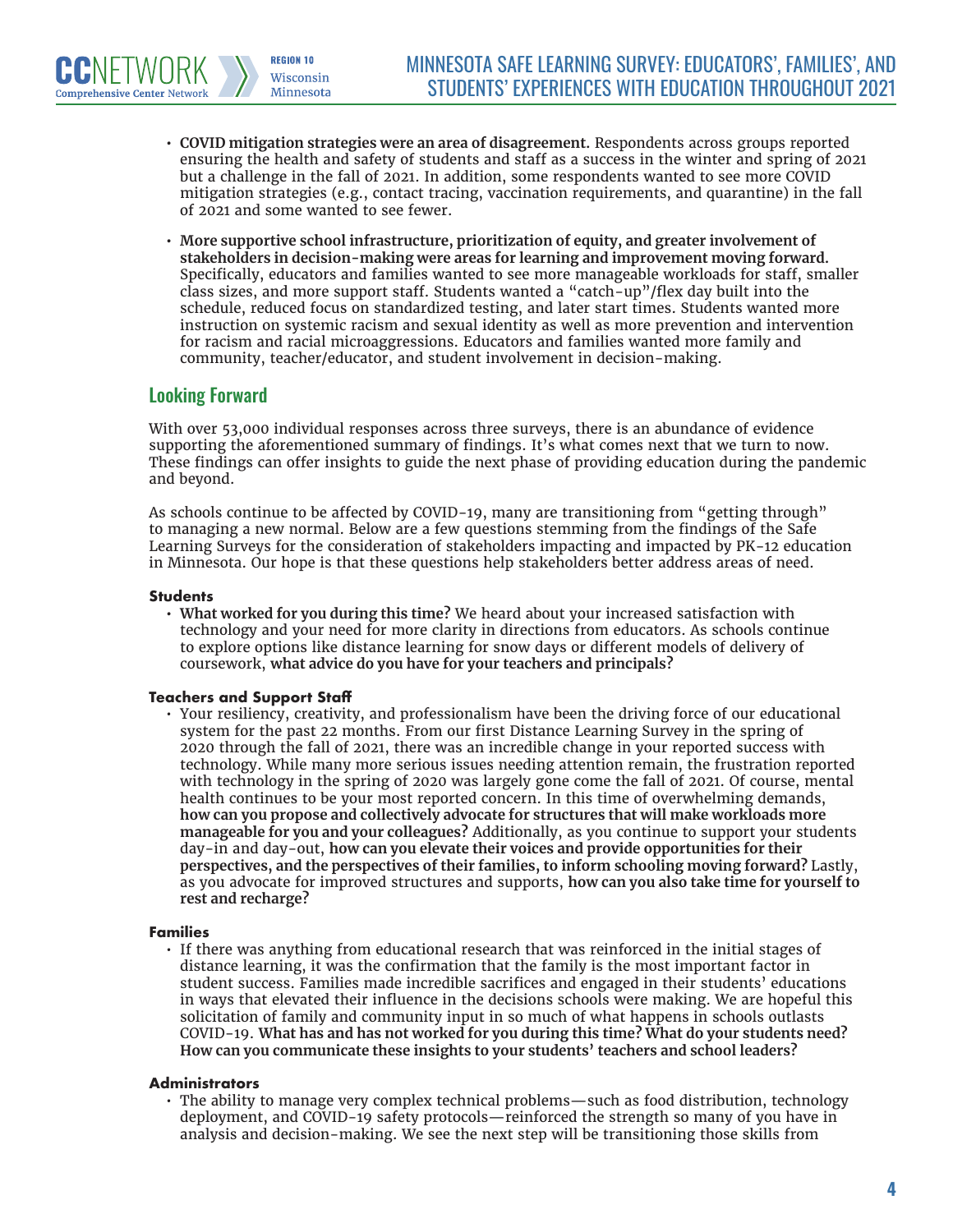- **COVID mitigation strategies were an area of disagreement.** Respondents across groups reported ensuring the health and safety of students and staff as a success in the winter and spring of 2021 but a challenge in the fall of 2021. In addition, some respondents wanted to see more COVID mitigation strategies (e.g., contact tracing, vaccination requirements, and quarantine) in the fall of 2021 and some wanted to see fewer.
- **More supportive school infrastructure, prioritization of equity, and greater involvement of stakeholders in decision-making were areas for learning and improvement moving forward.** Specifically, educators and families wanted to see more manageable workloads for staff, smaller class sizes, and more support staff. Students wanted a "catch-up"/flex day built into the schedule, reduced focus on standardized testing, and later start times. Students wanted more instruction on systemic racism and sexual identity as well as more prevention and intervention for racism and racial microaggressions. Educators and families wanted more family and community, teacher/educator, and student involvement in decision-making.

## Looking Forward

With over 53,000 individual responses across three surveys, there is an abundance of evidence supporting the aforementioned summary of findings. It's what comes next that we turn to now. These findings can offer insights to guide the next phase of providing education during the pandemic and beyond.

As schools continue to be affected by COVID-19, many are transitioning from "getting through" to managing a new normal. Below are a few questions stemming from the findings of the Safe Learning Surveys for the consideration of stakeholders impacting and impacted by PK-12 education in Minnesota. Our hope is that these questions help stakeholders better address areas of need.

#### Students

- **What worked for you during this time?** We heard about your increased satisfaction with technology and your need for more clarity in directions from educators. As schools continue to explore options like distance learning for snow days or different models of delivery of coursework, **what advice do you have for your teachers and principals?**

#### Teachers and Support Staff

- Your resiliency, creativity, and professionalism have been the driving force of our educational system for the past 22 months. From our first Distance Learning Survey in the spring of 2020 through the fall of 2021, there was an incredible change in your reported success with technology. While many more serious issues needing attention remain, the frustration reported with technology in the spring of 2020 was largely gone come the fall of 2021. Of course, mental health continues to be your most reported concern. In this time of overwhelming demands, **how can you propose and collectively advocate for structures that will make workloads more manageable for you and your colleagues?** Additionally, as you continue to support your students day-in and day-out, **how can you elevate their voices and provide opportunities for their perspectives, and the perspectives of their families, to inform schooling moving forward?** Lastly, as you advocate for improved structures and supports, **how can you also take time for yourself to rest and recharge?**

#### Families

- If there was anything from educational research that was reinforced in the initial stages of distance learning, it was the confirmation that the family is the most important factor in student success. Families made incredible sacrifices and engaged in their students' educations in ways that elevated their influence in the decisions schools were making. We are hopeful this solicitation of family and community input in so much of what happens in schools outlasts COVID-19. **What has and has not worked for you during this time? What do your students need? How can you communicate these insights to your students' teachers and school leaders?**

#### Administrators

- The ability to manage very complex technical problems—such as food distribution, technology deployment, and COVID-19 safety protocols—reinforced the strength so many of you have in analysis and decision-making. We see the next step will be transitioning those skills from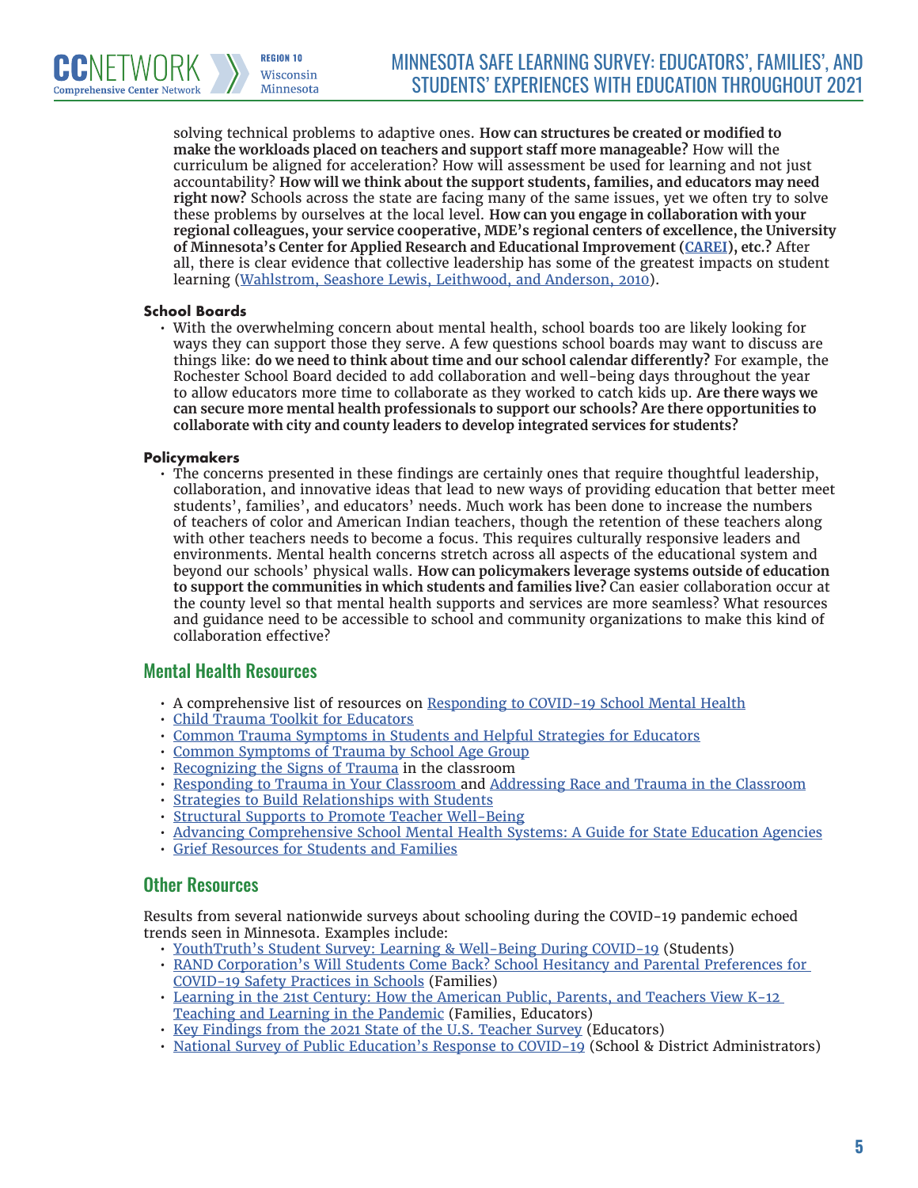solving technical problems to adaptive ones. **How can structures be created or modified to make the workloads placed on teachers and support staff more manageable?** How will the curriculum be aligned for acceleration? How will assessment be used for learning and not just accountability? **How will we think about the support students, families, and educators may need right now?** Schools across the state are facing many of the same issues, yet we often try to solve these problems by ourselves at the local level. **How can you engage in collaboration with your regional colleagues, your service cooperative, MDE's regional centers of excellence, the University of Minnesota's Center for Applied Research and Educational Improvement (CAREI), etc.?** After all, there is clear evidence that collective leadership has some of the greatest impacts on student learning (Wahlstrom, Seashore Lewis, Leithwood, and Anderson, 2010).

**School Boards**

- With the overwhelming concern about mental health, school boards too are likely looking for ways they can support those they serve. A few questions school boards may want to discuss are things like: **do we need to think about time and our school calendar differently?** For example, the Rochester School Board decided to add collaboration and well-being days throughout the year to allow educators more time to collaborate as they worked to catch kids up. **Are there ways we can secure more mental health professionals to support our schools? Are there opportunities to collaborate with city and county leaders to develop integrated services for students?**

**Policymakers**

- The concerns presented in these findings are certainly ones that require thoughtful leadership, collaboration, and innovative ideas that lead to new ways of providing education that better meet students', families', and educators' needs. Much work has been done to increase the numbers of teachers of color and American Indian teachers, though the retention of these teachers along with other teachers needs to become a focus. This requires culturally responsive leaders and environments. Mental health concerns stretch across all aspects of the educational system and beyond our schools' physical walls. **How can policymakers leverage systems outside of education to support the communities in which students and families live?** Can easier collaboration occur at the county level so that mental health supports and services are more seamless? What resources and guidance need to be accessible to school and community organizations to make this kind of collaboration effective?

## Mental Health Resources

- A comprehensive list of resources on Responding to COVID-19 School Mental Health
- Child Trauma Toolkit for Educators
- Common Trauma Symptoms in Students and Helpful Strategies for Educators
- Common Symptoms of Trauma by School Age Group
- Recognizing the Signs of Trauma in the classroom
- Responding to Trauma in Your Classroom and Addressing Race and Trauma in the Classroom
- Strategies to Build Relationships with Students
- Structural Supports to Promote Teacher Well-Being
- Advancing Comprehensive School Mental Health Systems: A Guide for State Education Agencies
- Grief Resources for Students and Families

## Other Resources

Results from several nationwide surveys about schooling during the COVID-19 pandemic echoed trends seen in Minnesota. Examples include:

- YouthTruth's Student Survey: Learning & Well-Being During COVID-19 (Students)
- RAND Corporation's Will Students Come Back? School Hesitancy and Parental Preferences for COVID-19 Safety Practices in Schools (Families)
- Learning in the 21st Century: How the American Public, Parents, and Teachers View K-12 Teaching and Learning in the Pandemic (Families, Educators)
- Key Findings from the 2021 State of the U.S. Teacher Survey (Educators)
- National Survey of Public Education's Response to COVID-19 (School & District Administrators)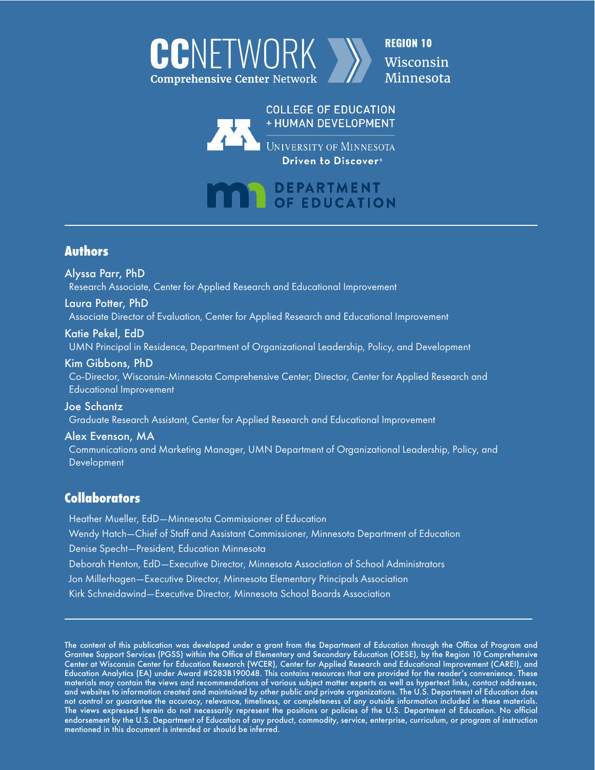**CCNETWORK** Comprehensive Center Network

**REGION 10** Wisconsin Minnesota

COLLEGE OF EDUCATION + HUMAN DEVELOPMENT

UNIVERSITY OF MINNESOTA

Driven to Discover®

DEPARTMENT OF EDUCATION

## Authors

Alyssa Parr, PhD
Research Associate, Center for Applied Research and Educational Improvement

Laura Potter, PhD
Associate Director of Evaluation, Center for Applied Research and Educational Improvement

Katie Pekel, EdD
UMN Principal in Residence, Department of Organizational Leadership, Policy, and Development

Kim Gibbons, PhD
Co-Director, Wisconsin-Minnesota Comprehensive Center; Director, Center for Applied Research and Educational Improvement

Joe Schantz
Graduate Research Assistant, Center for Applied Research and Educational Improvement

Alex Evenson, MA
Communications and Marketing Manager, UMN Department of Organizational Leadership, Policy, and Development

## Collaborators

Heather Mueller, EdD—Minnesota Commissioner of Education

Wendy Hatch—Chief of Staff and Assistant Commissioner, Minnesota Department of Education

Denise Specht—President, Education Minnesota

Deborah Henton, EdD—Executive Director, Minnesota Association of School Administrators

Jon Millerhagen—Executive Director, Minnesota Elementary Principals Association

Kirk Schneidawind—Executive Director, Minnesota School Boards Association

---

The content of this publication was developed under a grant from the Department of Education through the Office of Program and Grantee Support Services (PGSS) within the Office of Elementary and Secondary Education (OESE), by the Region 10 Comprehensive Center at Wisconsin Center for Education Research (WCER), Center for Applied Research and Educational Improvement (CAREI), and Education Analytics (EA) under Award #S283B190048. This contains resources that are provided for the reader's convenience. These materials may contain the views and recommendations of various subject matter experts as well as hypertext links, contact addresses, and websites to information created and maintained by other public and private organizations. The U.S. Department of Education does not control or guarantee the accuracy, relevance, timeliness, or completeness of any outside information included in these materials. The views expressed herein do not necessarily represent the positions or policies of the U.S. Department of Education. No official endorsement by the U.S. Department of Education of any product, commodity, service, enterprise, curriculum, or program of instruction mentioned in this document is intended or should be inferred.